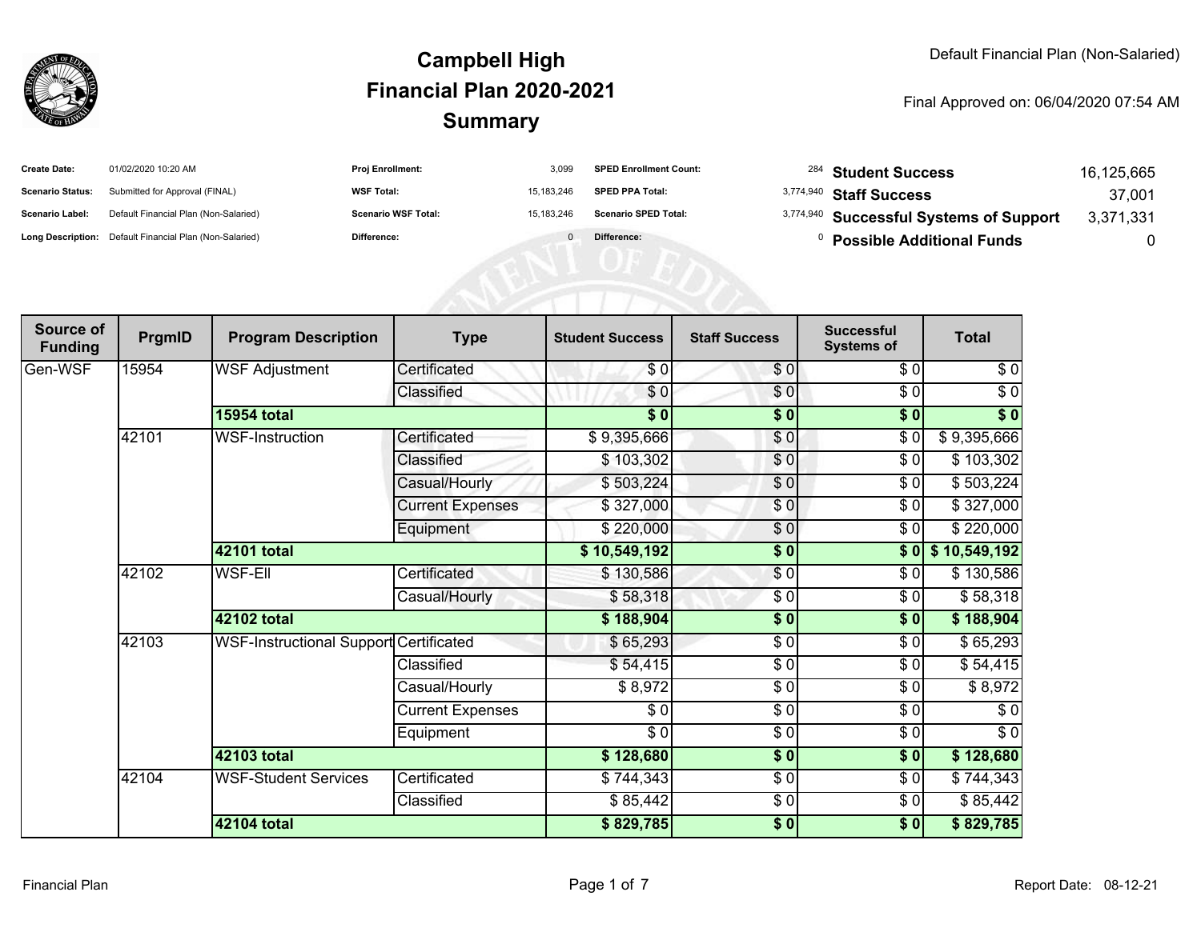# Campbell High
## Financial Plan 2020-2021
## Summary

Default Financial Plan (Non-Salaried)

Final Approved on: 06/04/2020 07:54 AM

| | | | | | | | |
|---|---|---|---|---|---|---|---|
| **Create Date:** | 01/02/2020 10:20 AM | **Proj Enrollment:** | 3,099 | **SPED Enrollment Count:** | 284 | **Student Success** | 16,125,665 |
| **Scenario Status:** | Submitted for Approval (FINAL) | **WSF Total:** | 15,183,246 | **SPED PPA Total:** | 3,774,940 | **Staff Success** | 37,001 |
| **Scenario Label:** | Default Financial Plan (Non-Salaried) | **Scenario WSF Total:** | 15,183,246 | **Scenario SPED Total:** | 3,774,940 | **Successful Systems of Support** | 3,371,331 |
| **Long Description:** | Default Financial Plan (Non-Salaried) | **Difference:** | 0 | **Difference:** | 0 | **Possible Additional Funds** | 0 |

| Source of Funding | PrgmID | Program Description | Type | Student Success | Staff Success | Successful Systems of | Total |
|---|---|---|---|---|---|---|---|
| Gen-WSF | 15954 | WSF Adjustment | Certificated | $ 0 | $ 0 | $ 0 | $ 0 |
| | | | Classified | $ 0 | $ 0 | $ 0 | $ 0 |
| | | **15954 total** | | **$ 0** | **$ 0** | **$ 0** | **$ 0** |
| | 42101 | WSF-Instruction | Certificated | $ 9,395,666 | $ 0 | $ 0 | $ 9,395,666 |
| | | | Classified | $ 103,302 | $ 0 | $ 0 | $ 103,302 |
| | | | Casual/Hourly | $ 503,224 | $ 0 | $ 0 | $ 503,224 |
| | | | Current Expenses | $ 327,000 | $ 0 | $ 0 | $ 327,000 |
| | | | Equipment | $ 220,000 | $ 0 | $ 0 | $ 220,000 |
| | | **42101 total** | | **$ 10,549,192** | **$ 0** | **$ 0** | **$ 10,549,192** |
| | 42102 | WSF-Ell | Certificated | $ 130,586 | $ 0 | $ 0 | $ 130,586 |
| | | | Casual/Hourly | $ 58,318 | $ 0 | $ 0 | $ 58,318 |
| | | **42102 total** | | **$ 188,904** | **$ 0** | **$ 0** | **$ 188,904** |
| | 42103 | WSF-Instructional Support | Certificated | $ 65,293 | $ 0 | $ 0 | $ 65,293 |
| | | | Classified | $ 54,415 | $ 0 | $ 0 | $ 54,415 |
| | | | Casual/Hourly | $ 8,972 | $ 0 | $ 0 | $ 8,972 |
| | | | Current Expenses | $ 0 | $ 0 | $ 0 | $ 0 |
| | | | Equipment | $ 0 | $ 0 | $ 0 | $ 0 |
| | | **42103 total** | | **$ 128,680** | **$ 0** | **$ 0** | **$ 128,680** |
| | 42104 | WSF-Student Services | Certificated | $ 744,343 | $ 0 | $ 0 | $ 744,343 |
| | | | Classified | $ 85,442 | $ 0 | $ 0 | $ 85,442 |
| | | **42104 total** | | **$ 829,785** | **$ 0** | **$ 0** | **$ 829,785** |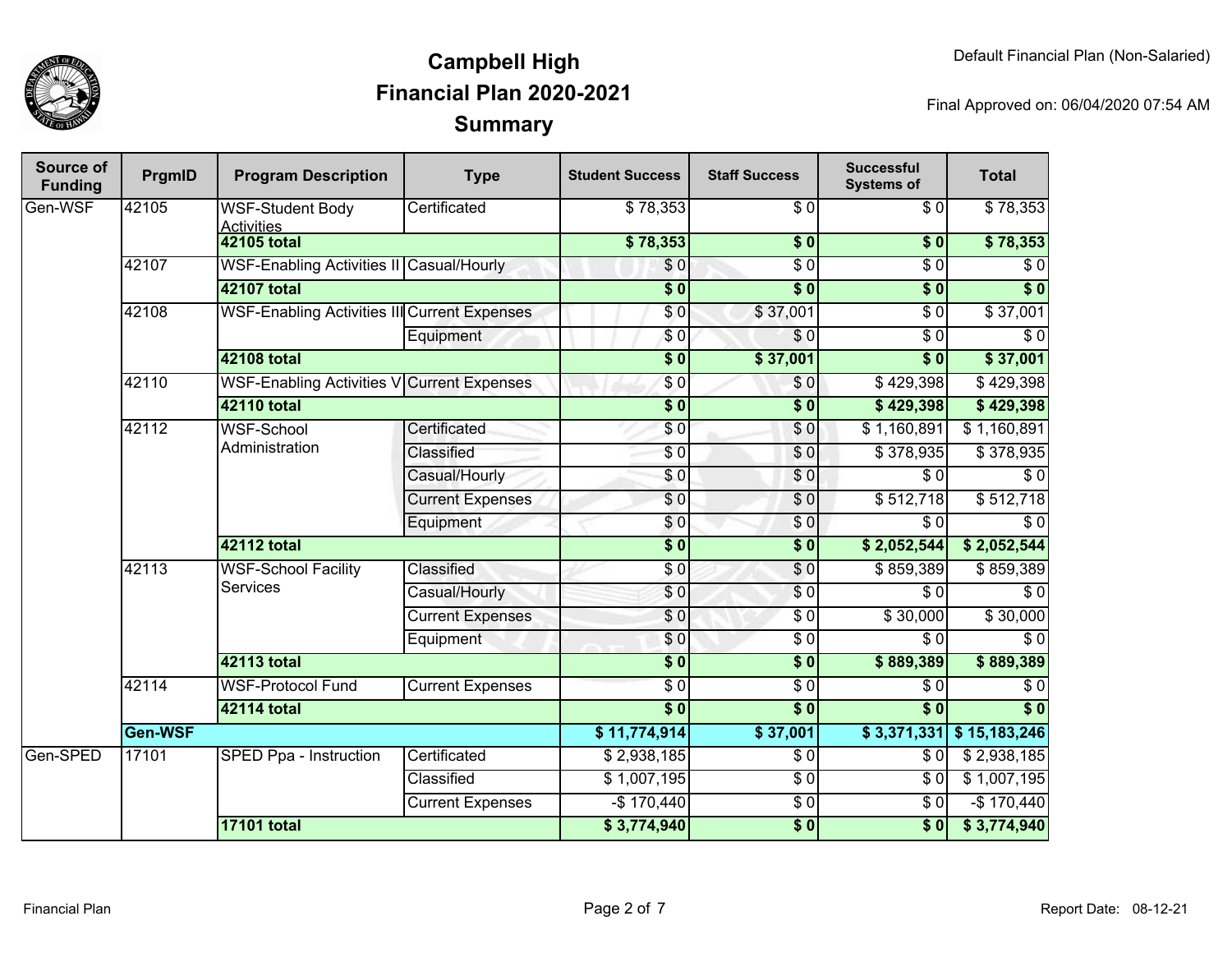# Campbell High
## Financial Plan 2020-2021
## Summary

Default Financial Plan (Non-Salaried)

Final Approved on: 06/04/2020 07:54 AM

| Source of Funding | PrgmID | Program Description | Type | Student Success | Staff Success | Successful Systems of | Total |
|---|---|---|---|---|---|---|---|
| Gen-WSF | 42105 | WSF-Student Body Activities | Certificated | $ 78,353 | $ 0 | $ 0 | $ 78,353 |
| | | **42105 total** | | **$ 78,353** | **$ 0** | **$ 0** | **$ 78,353** |
| | 42107 | WSF-Enabling Activities II | Casual/Hourly | $ 0 | $ 0 | $ 0 | $ 0 |
| | | **42107 total** | | **$ 0** | **$ 0** | **$ 0** | **$ 0** |
| | 42108 | WSF-Enabling Activities III | Current Expenses | $ 0 | $ 37,001 | $ 0 | $ 37,001 |
| | | | Equipment | $ 0 | $ 0 | $ 0 | $ 0 |
| | | **42108 total** | | **$ 0** | **$ 37,001** | **$ 0** | **$ 37,001** |
| | 42110 | WSF-Enabling Activities V | Current Expenses | $ 0 | $ 0 | $ 429,398 | $ 429,398 |
| | | **42110 total** | | **$ 0** | **$ 0** | **$ 429,398** | **$ 429,398** |
| | 42112 | WSF-School Administration | Certificated | $ 0 | $ 0 | $ 1,160,891 | $ 1,160,891 |
| | | | Classified | $ 0 | $ 0 | $ 378,935 | $ 378,935 |
| | | | Casual/Hourly | $ 0 | $ 0 | $ 0 | $ 0 |
| | | | Current Expenses | $ 0 | $ 0 | $ 512,718 | $ 512,718 |
| | | | Equipment | $ 0 | $ 0 | $ 0 | $ 0 |
| | | **42112 total** | | **$ 0** | **$ 0** | **$ 2,052,544** | **$ 2,052,544** |
| | 42113 | WSF-School Facility Services | Classified | $ 0 | $ 0 | $ 859,389 | $ 859,389 |
| | | | Casual/Hourly | $ 0 | $ 0 | $ 0 | $ 0 |
| | | | Current Expenses | $ 0 | $ 0 | $ 30,000 | $ 30,000 |
| | | | Equipment | $ 0 | $ 0 | $ 0 | $ 0 |
| | | **42113 total** | | **$ 0** | **$ 0** | **$ 889,389** | **$ 889,389** |
| | 42114 | WSF-Protocol Fund | Current Expenses | $ 0 | $ 0 | $ 0 | $ 0 |
| | | **42114 total** | | **$ 0** | **$ 0** | **$ 0** | **$ 0** |
| | **Gen-WSF** | | | **$ 11,774,914** | **$ 37,001** | **$ 3,371,331** | **$ 15,183,246** |
| Gen-SPED | 17101 | SPED Ppa - Instruction | Certificated | $ 2,938,185 | $ 0 | $ 0 | $ 2,938,185 |
| | | | Classified | $ 1,007,195 | $ 0 | $ 0 | $ 1,007,195 |
| | | | Current Expenses | -$ 170,440 | $ 0 | $ 0 | -$ 170,440 |
| | | **17101 total** | | **$ 3,774,940** | **$ 0** | **$ 0** | **$ 3,774,940** |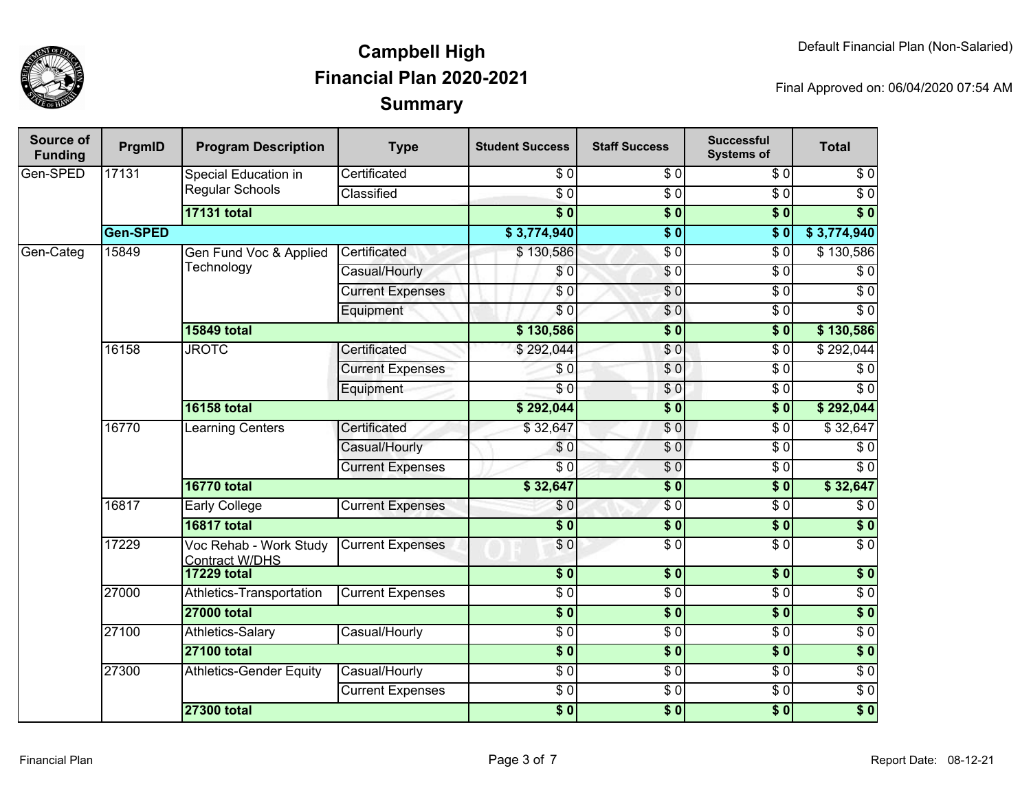# Campbell High
## Financial Plan 2020-2021
### Summary

Default Financial Plan (Non-Salaried)

Final Approved on: 06/04/2020 07:54 AM

| Source of Funding | PrgmID | Program Description | Type | Student Success | Staff Success | Successful Systems of | Total |
|---|---|---|---|---|---|---|---|
| Gen-SPED | 17131 | Special Education in Regular Schools | Certificated | $ 0 | $ 0 | $ 0 | $ 0 |
| | | | Classified | $ 0 | $ 0 | $ 0 | $ 0 |
| | | **17131 total** | | **$ 0** | **$ 0** | **$ 0** | **$ 0** |
| | **Gen-SPED** | | | **$ 3,774,940** | **$ 0** | **$ 0** | **$ 3,774,940** |
| Gen-Categ | 15849 | Gen Fund Voc & Applied Technology | Certificated | $ 130,586 | $ 0 | $ 0 | $ 130,586 |
| | | | Casual/Hourly | $ 0 | $ 0 | $ 0 | $ 0 |
| | | | Current Expenses | $ 0 | $ 0 | $ 0 | $ 0 |
| | | | Equipment | $ 0 | $ 0 | $ 0 | $ 0 |
| | | **15849 total** | | **$ 130,586** | **$ 0** | **$ 0** | **$ 130,586** |
| | 16158 | JROTC | Certificated | $ 292,044 | $ 0 | $ 0 | $ 292,044 |
| | | | Current Expenses | $ 0 | $ 0 | $ 0 | $ 0 |
| | | | Equipment | $ 0 | $ 0 | $ 0 | $ 0 |
| | | **16158 total** | | **$ 292,044** | **$ 0** | **$ 0** | **$ 292,044** |
| | 16770 | Learning Centers | Certificated | $ 32,647 | $ 0 | $ 0 | $ 32,647 |
| | | | Casual/Hourly | $ 0 | $ 0 | $ 0 | $ 0 |
| | | | Current Expenses | $ 0 | $ 0 | $ 0 | $ 0 |
| | | **16770 total** | | **$ 32,647** | **$ 0** | **$ 0** | **$ 32,647** |
| | 16817 | Early College | Current Expenses | $ 0 | $ 0 | $ 0 | $ 0 |
| | | **16817 total** | | **$ 0** | **$ 0** | **$ 0** | **$ 0** |
| | 17229 | Voc Rehab - Work Study Contract W/DHS | Current Expenses | $ 0 | $ 0 | $ 0 | $ 0 |
| | | **17229 total** | | **$ 0** | **$ 0** | **$ 0** | **$ 0** |
| | 27000 | Athletics-Transportation | Current Expenses | $ 0 | $ 0 | $ 0 | $ 0 |
| | | **27000 total** | | **$ 0** | **$ 0** | **$ 0** | **$ 0** |
| | 27100 | Athletics-Salary | Casual/Hourly | $ 0 | $ 0 | $ 0 | $ 0 |
| | | **27100 total** | | **$ 0** | **$ 0** | **$ 0** | **$ 0** |
| | 27300 | Athletics-Gender Equity | Casual/Hourly | $ 0 | $ 0 | $ 0 | $ 0 |
| | | | Current Expenses | $ 0 | $ 0 | $ 0 | $ 0 |
| | | **27300 total** | | **$ 0** | **$ 0** | **$ 0** | **$ 0** |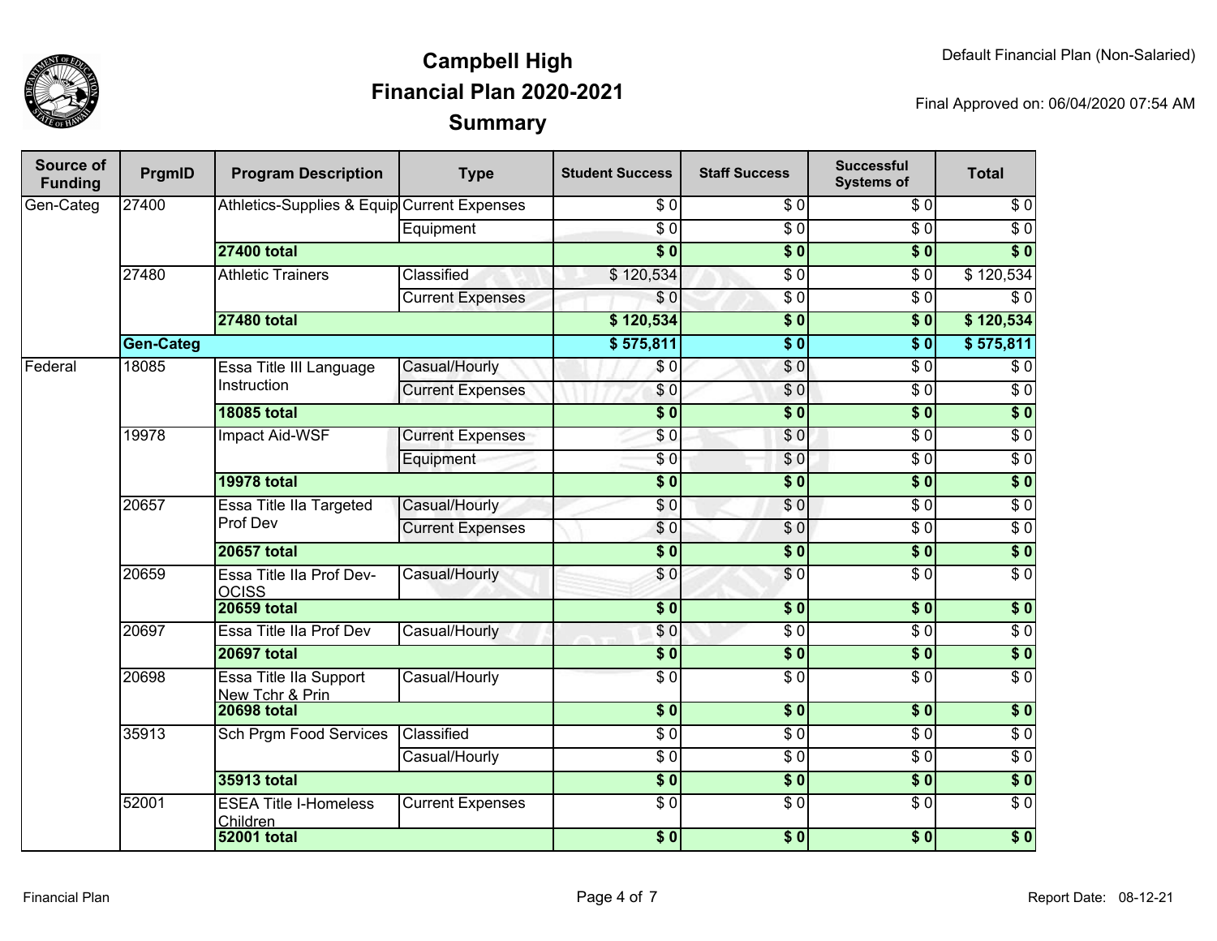# Campbell High
## Financial Plan 2020-2021
## Summary

Default Financial Plan (Non-Salaried)

Final Approved on: 06/04/2020 07:54 AM

| Source of Funding | PrgmID | Program Description | Type | Student Success | Staff Success | Successful Systems of | Total |
|---|---|---|---|---|---|---|---|
| Gen-Categ | 27400 | Athletics-Supplies & Equip | Current Expenses | $ 0 | $ 0 | $ 0 | $ 0 |
| | | | Equipment | $ 0 | $ 0 | $ 0 | $ 0 |
| | | **27400 total** | | **$ 0** | **$ 0** | **$ 0** | **$ 0** |
| | 27480 | Athletic Trainers | Classified | $ 120,534 | $ 0 | $ 0 | $ 120,534 |
| | | | Current Expenses | $ 0 | $ 0 | $ 0 | $ 0 |
| | | **27480 total** | | **$ 120,534** | **$ 0** | **$ 0** | **$ 120,534** |
| | **Gen-Categ** | | | **$ 575,811** | **$ 0** | **$ 0** | **$ 575,811** |
| Federal | 18085 | Essa Title III Language Instruction | Casual/Hourly | $ 0 | $ 0 | $ 0 | $ 0 |
| | | | Current Expenses | $ 0 | $ 0 | $ 0 | $ 0 |
| | | **18085 total** | | **$ 0** | **$ 0** | **$ 0** | **$ 0** |
| | 19978 | Impact Aid-WSF | Current Expenses | $ 0 | $ 0 | $ 0 | $ 0 |
| | | | Equipment | $ 0 | $ 0 | $ 0 | $ 0 |
| | | **19978 total** | | **$ 0** | **$ 0** | **$ 0** | **$ 0** |
| | 20657 | Essa Title IIa Targeted Prof Dev | Casual/Hourly | $ 0 | $ 0 | $ 0 | $ 0 |
| | | | Current Expenses | $ 0 | $ 0 | $ 0 | $ 0 |
| | | **20657 total** | | **$ 0** | **$ 0** | **$ 0** | **$ 0** |
| | 20659 | Essa Title IIa Prof Dev-OCISS | Casual/Hourly | $ 0 | $ 0 | $ 0 | $ 0 |
| | | **20659 total** | | **$ 0** | **$ 0** | **$ 0** | **$ 0** |
| | 20697 | Essa Title IIa Prof Dev | Casual/Hourly | $ 0 | $ 0 | $ 0 | $ 0 |
| | | **20697 total** | | **$ 0** | **$ 0** | **$ 0** | **$ 0** |
| | 20698 | Essa Title IIa Support New Tchr & Prin | Casual/Hourly | $ 0 | $ 0 | $ 0 | $ 0 |
| | | **20698 total** | | **$ 0** | **$ 0** | **$ 0** | **$ 0** |
| | 35913 | Sch Prgm Food Services | Classified | $ 0 | $ 0 | $ 0 | $ 0 |
| | | | Casual/Hourly | $ 0 | $ 0 | $ 0 | $ 0 |
| | | **35913 total** | | **$ 0** | **$ 0** | **$ 0** | **$ 0** |
| | 52001 | ESEA Title I-Homeless Children | Current Expenses | $ 0 | $ 0 | $ 0 | $ 0 |
| | | **52001 total** | | **$ 0** | **$ 0** | **$ 0** | **$ 0** |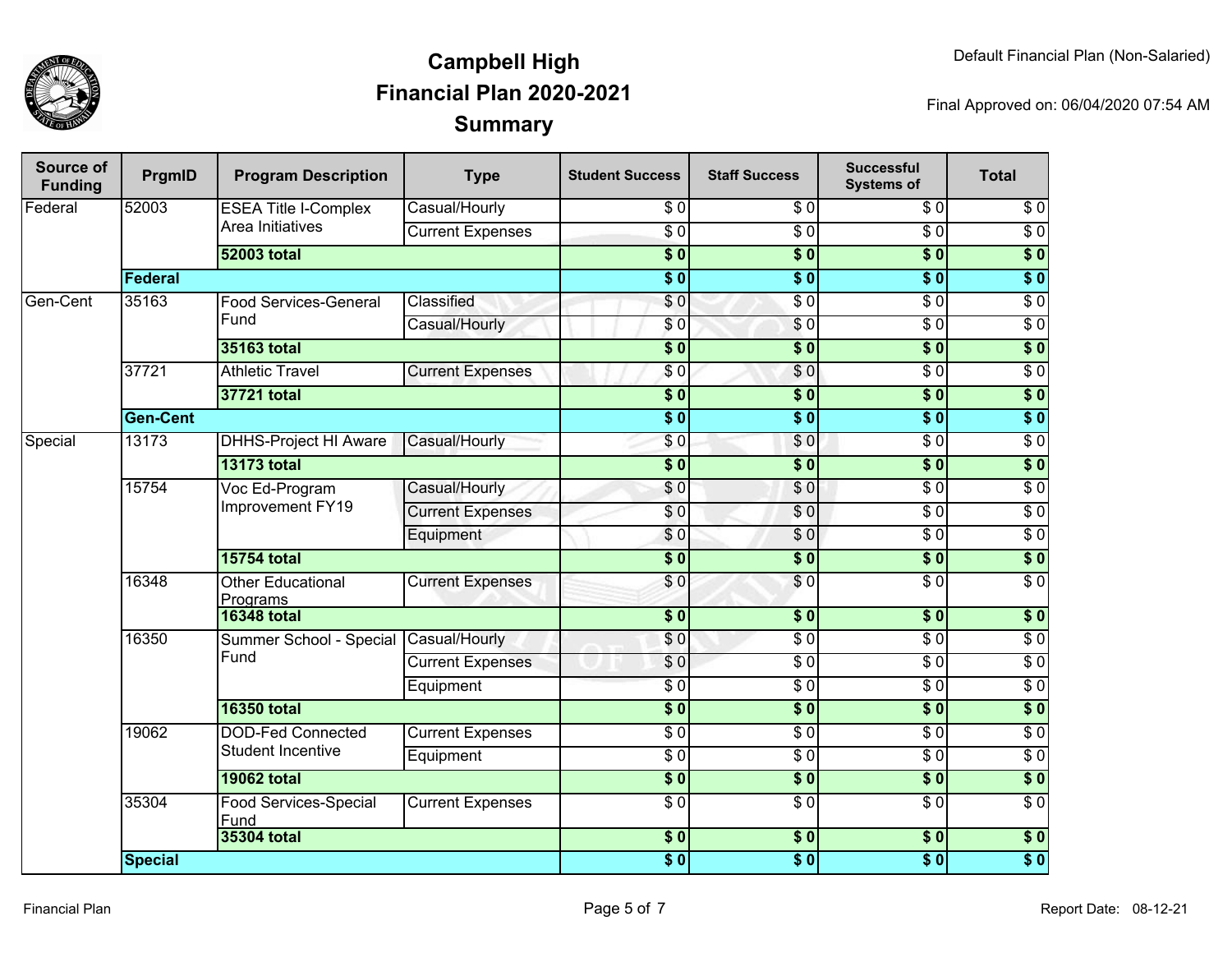# Campbell High
## Financial Plan 2020-2021
## Summary

Default Financial Plan (Non-Salaried)

Final Approved on: 06/04/2020 07:54 AM

| Source of Funding | PrgmID | Program Description | Type | Student Success | Staff Success | Successful Systems of | Total |
|---|---|---|---|---|---|---|---|
| Federal | 52003 | ESEA Title I-Complex Area Initiatives | Casual/Hourly | $ 0 | $ 0 | $ 0 | $ 0 |
| | | | Current Expenses | $ 0 | $ 0 | $ 0 | $ 0 |
| | | **52003 total** | | **$ 0** | **$ 0** | **$ 0** | **$ 0** |
| | **Federal** | | | **$ 0** | **$ 0** | **$ 0** | **$ 0** |
| Gen-Cent | 35163 | Food Services-General Fund | Classified | $ 0 | $ 0 | $ 0 | $ 0 |
| | | | Casual/Hourly | $ 0 | $ 0 | $ 0 | $ 0 |
| | | **35163 total** | | **$ 0** | **$ 0** | **$ 0** | **$ 0** |
| | 37721 | Athletic Travel | Current Expenses | $ 0 | $ 0 | $ 0 | $ 0 |
| | | **37721 total** | | **$ 0** | **$ 0** | **$ 0** | **$ 0** |
| | **Gen-Cent** | | | **$ 0** | **$ 0** | **$ 0** | **$ 0** |
| Special | 13173 | DHHS-Project HI Aware | Casual/Hourly | $ 0 | $ 0 | $ 0 | $ 0 |
| | | **13173 total** | | **$ 0** | **$ 0** | **$ 0** | **$ 0** |
| | 15754 | Voc Ed-Program Improvement FY19 | Casual/Hourly | $ 0 | $ 0 | $ 0 | $ 0 |
| | | | Current Expenses | $ 0 | $ 0 | $ 0 | $ 0 |
| | | | Equipment | $ 0 | $ 0 | $ 0 | $ 0 |
| | | **15754 total** | | **$ 0** | **$ 0** | **$ 0** | **$ 0** |
| | 16348 | Other Educational Programs | Current Expenses | $ 0 | $ 0 | $ 0 | $ 0 |
| | | **16348 total** | | **$ 0** | **$ 0** | **$ 0** | **$ 0** |
| | 16350 | Summer School - Special Fund | Casual/Hourly | $ 0 | $ 0 | $ 0 | $ 0 |
| | | | Current Expenses | $ 0 | $ 0 | $ 0 | $ 0 |
| | | | Equipment | $ 0 | $ 0 | $ 0 | $ 0 |
| | | **16350 total** | | **$ 0** | **$ 0** | **$ 0** | **$ 0** |
| | 19062 | DOD-Fed Connected Student Incentive | Current Expenses | $ 0 | $ 0 | $ 0 | $ 0 |
| | | | Equipment | $ 0 | $ 0 | $ 0 | $ 0 |
| | | **19062 total** | | **$ 0** | **$ 0** | **$ 0** | **$ 0** |
| | 35304 | Food Services-Special Fund | Current Expenses | $ 0 | $ 0 | $ 0 | $ 0 |
| | | **35304 total** | | **$ 0** | **$ 0** | **$ 0** | **$ 0** |
| | **Special** | | | **$ 0** | **$ 0** | **$ 0** | **$ 0** |

Report Date: 08-12-21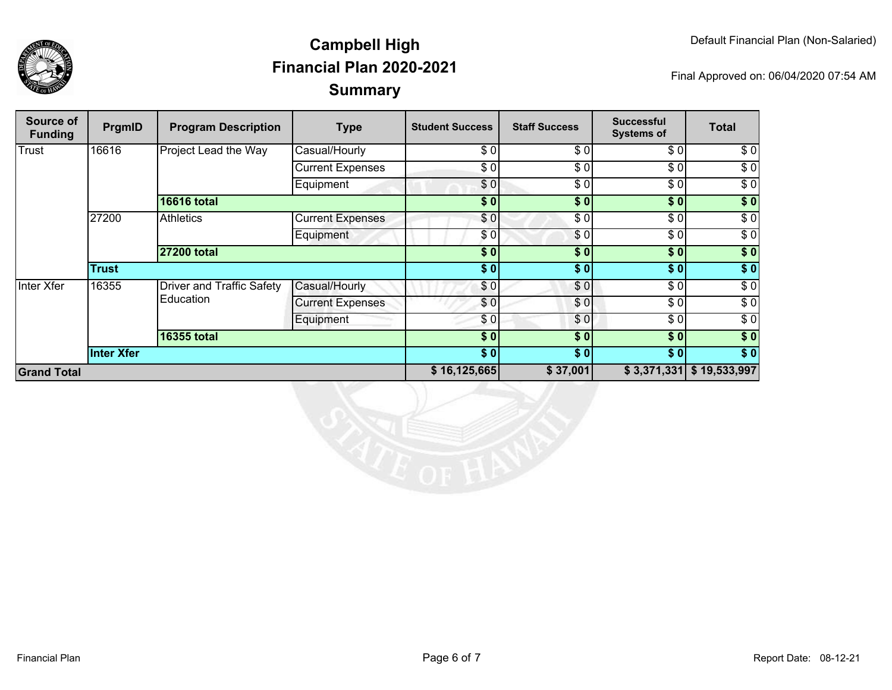# Campbell High
# Financial Plan 2020-2021
# Summary

Default Financial Plan (Non-Salaried)

Final Approved on: 06/04/2020 07:54 AM

| Source of Funding | PrgmID | Program Description | Type | Student Success | Staff Success | Successful Systems of | Total |
|---|---|---|---|---|---|---|---|
| Trust | 16616 | Project Lead the Way | Casual/Hourly | $ 0 | $ 0 | $ 0 | $ 0 |
| | | | Current Expenses | $ 0 | $ 0 | $ 0 | $ 0 |
| | | | Equipment | $ 0 | $ 0 | $ 0 | $ 0 |
| | | **16616 total** | | **$ 0** | **$ 0** | **$ 0** | **$ 0** |
| | 27200 | Athletics | Current Expenses | $ 0 | $ 0 | $ 0 | $ 0 |
| | | | Equipment | $ 0 | $ 0 | $ 0 | $ 0 |
| | | **27200 total** | | **$ 0** | **$ 0** | **$ 0** | **$ 0** |
| | **Trust** | | | **$ 0** | **$ 0** | **$ 0** | **$ 0** |
| Inter Xfer | 16355 | Driver and Traffic Safety Education | Casual/Hourly | $ 0 | $ 0 | $ 0 | $ 0 |
| | | | Current Expenses | $ 0 | $ 0 | $ 0 | $ 0 |
| | | | Equipment | $ 0 | $ 0 | $ 0 | $ 0 |
| | | **16355 total** | | **$ 0** | **$ 0** | **$ 0** | **$ 0** |
| | **Inter Xfer** | | | **$ 0** | **$ 0** | **$ 0** | **$ 0** |
| **Grand Total** | | | | **$ 16,125,665** | **$ 37,001** | **$ 3,371,331** | **$ 19,533,997** |

Financial Plan

Report Date: 08-12-21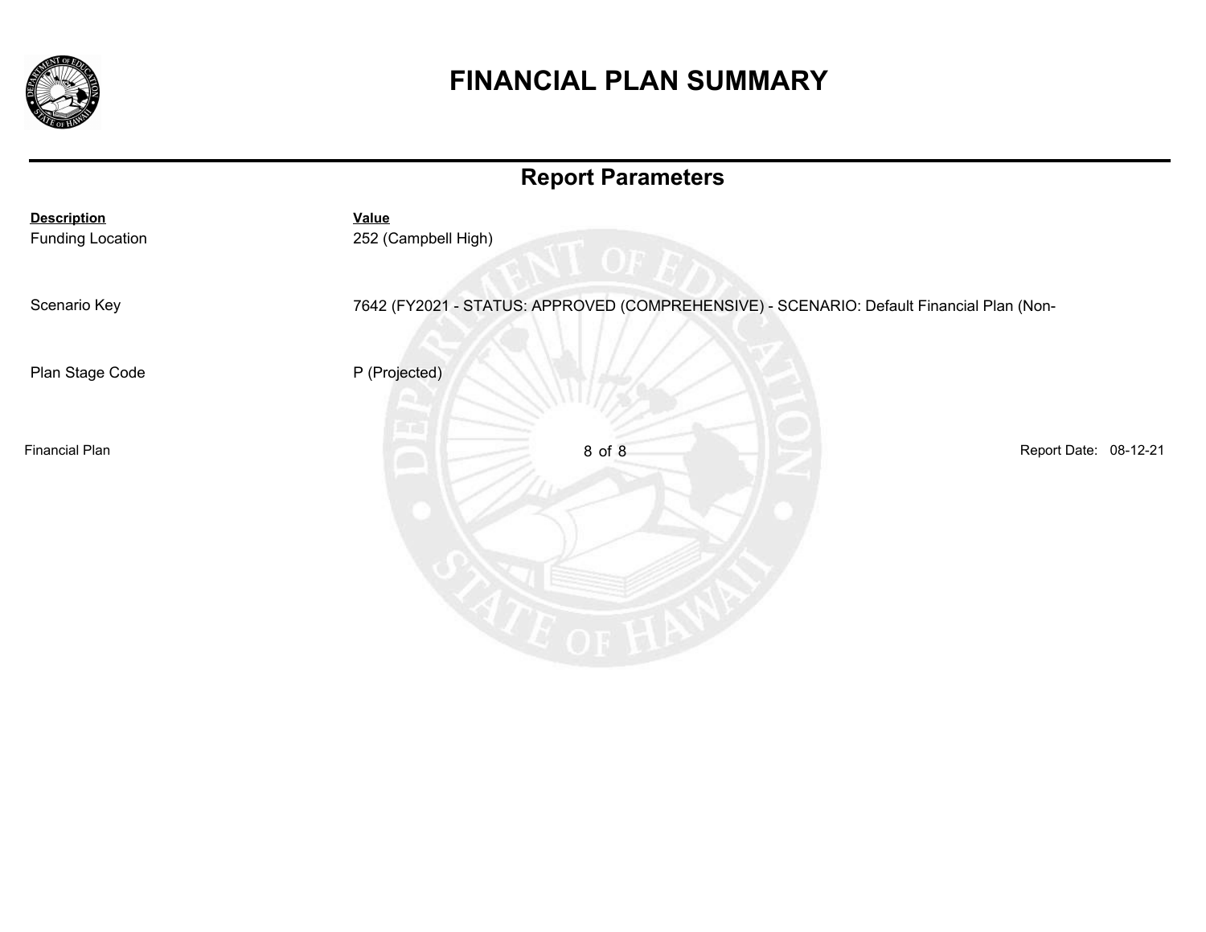# FINANCIAL PLAN SUMMARY

## Report Parameters

| Description | Value |
| --- | --- |
| Funding Location | 252 (Campbell High) |
| Scenario Key | 7642 (FY2021 - STATUS: APPROVED (COMPREHENSIVE) - SCENARIO: Default Financial Plan (Non- |
| Plan Stage Code | P (Projected) |